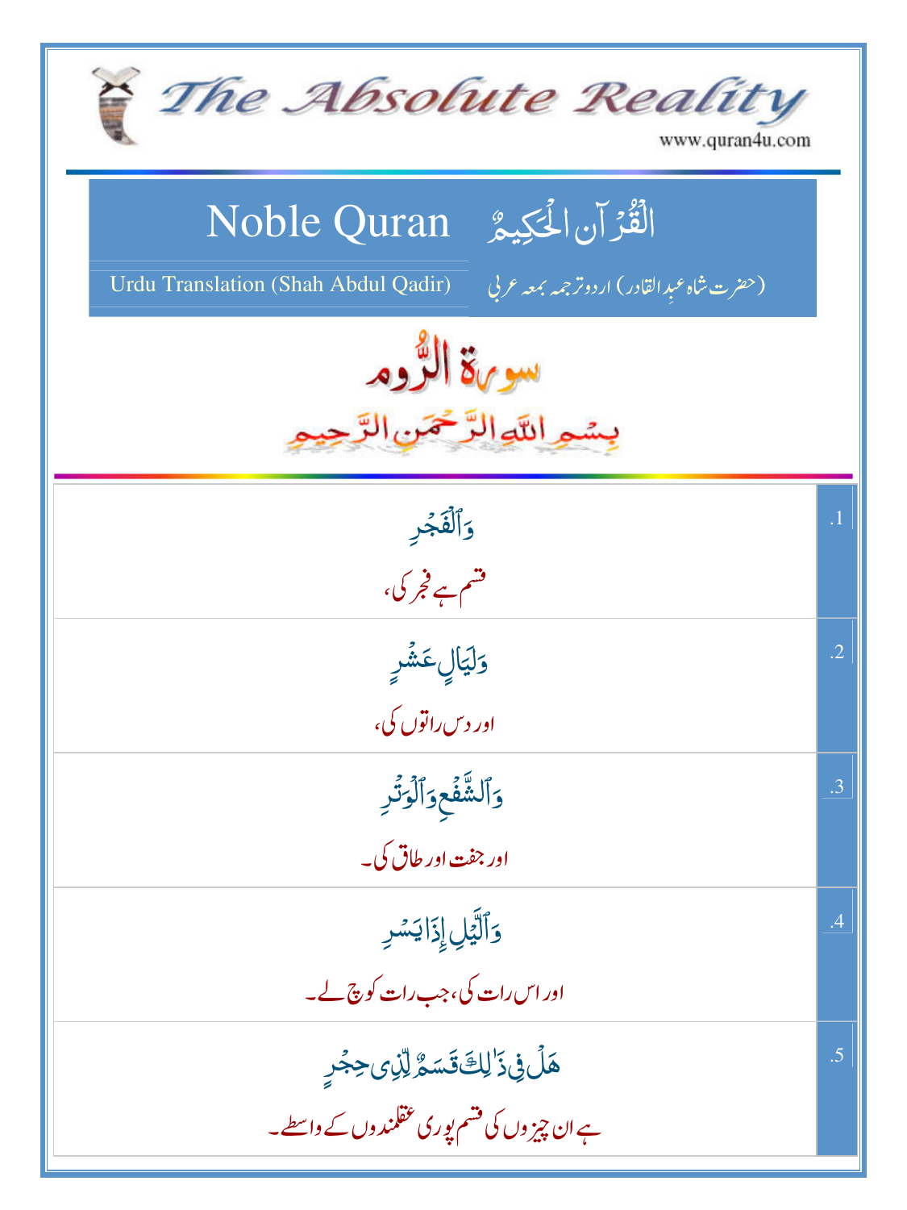# The Absolute Reality

www.quran4u.com

## Noble Quran — الْقُرْآنَ الْحَكِيمُ

Urdu Translation (Shah Abdul Qadir) — (حضرت شاہ عبدِالقادر) اردو ترجمہ بمعہ عربی

## سورۃ الرُّوم

بِسْمِ اللَّهِ الرَّحْمَنِ الرَّحِيمِ

| | |
|---|---|
| وَٱلْفَجْرِ<br>قسم ہے فجر کی، | .1 |
| وَلَيَالٍ عَشْرٍ<br>اور دس راتوں کی، | .2 |
| وَٱلشَّفْعِ وَٱلْوَتْرِ<br>اور جفت اور طاق کی۔ | .3 |
| وَٱلَّيْلِ إِذَا يَسْرِ<br>اور اس رات کی، جب رات کوچ لے۔ | .4 |
| هَلْ فِى ذَٰلِكَ قَسَمٌ لِّذِى حِجْرٍ<br>ہے ان چیزوں کی قسم پوری عقلمندوں کے واسطے۔ | .5 |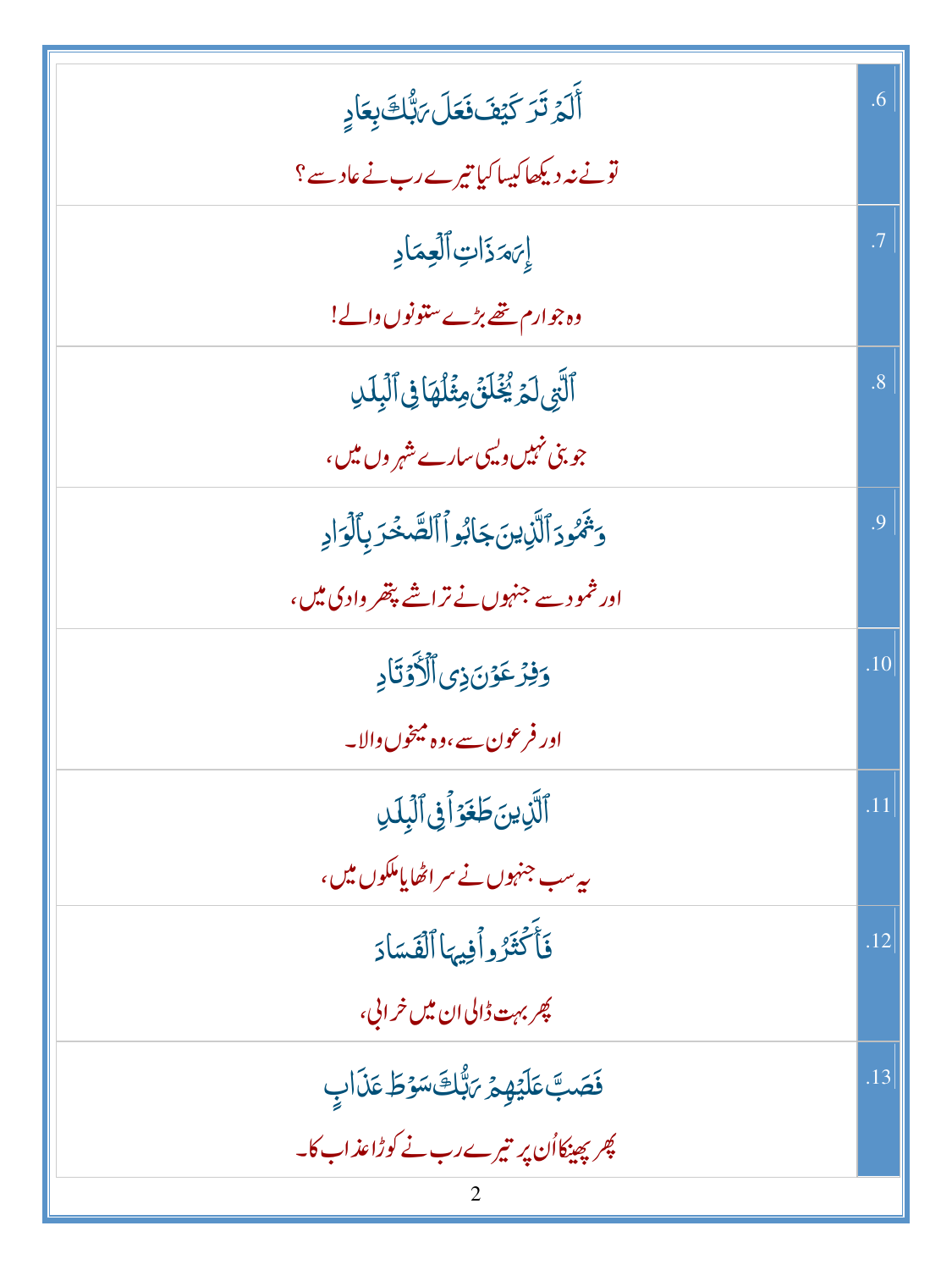| | |
|---|---|
| أَلَمْ تَرَ كَيْفَ فَعَلَ رَبُّكَ بِعَادٍ<br>تونے نہ دیکھا کیسا کیا تیرے رب نے عاد سے؟ | .6 |
| إِرَمَ ذَاتِ ٱلْعِمَادِ<br>وہ جو ارم تھے بڑے ستونوں والے! | .7 |
| ٱلَّتِى لَمْ يُخْلَقْ مِثْلُهَا فِى ٱلْبِلَٰدِ<br>جو بنی نہیں ویسی سارے شہروں میں، | .8 |
| وَثَمُودَ ٱلَّذِينَ جَابُوا۟ ٱلصَّخْرَ بِٱلْوَادِ<br>اور ثمود سے جنہوں نے تراشے پتھر وادی میں، | .9 |
| وَفِرْعَوْنَ ذِى ٱلْأَوْتَادِ<br>اور فرعون سے، وہ میخوں والا۔ | .10 |
| ٱلَّذِينَ طَغَوْا۟ فِى ٱلْبِلَٰدِ<br>یہ سب جنہوں نے سر اٹھایا ملکوں میں، | .11 |
| فَأَكْثَرُوا۟ فِيهَا ٱلْفَسَادَ<br>پھر بہت ڈالی ان میں خرابی، | .12 |
| فَصَبَّ عَلَيْهِمْ رَبُّكَ سَوْطَ عَذَابٍ<br>پھر پھینکا اُن پر تیرے رب نے کوڑا عذاب کا۔ | .13 |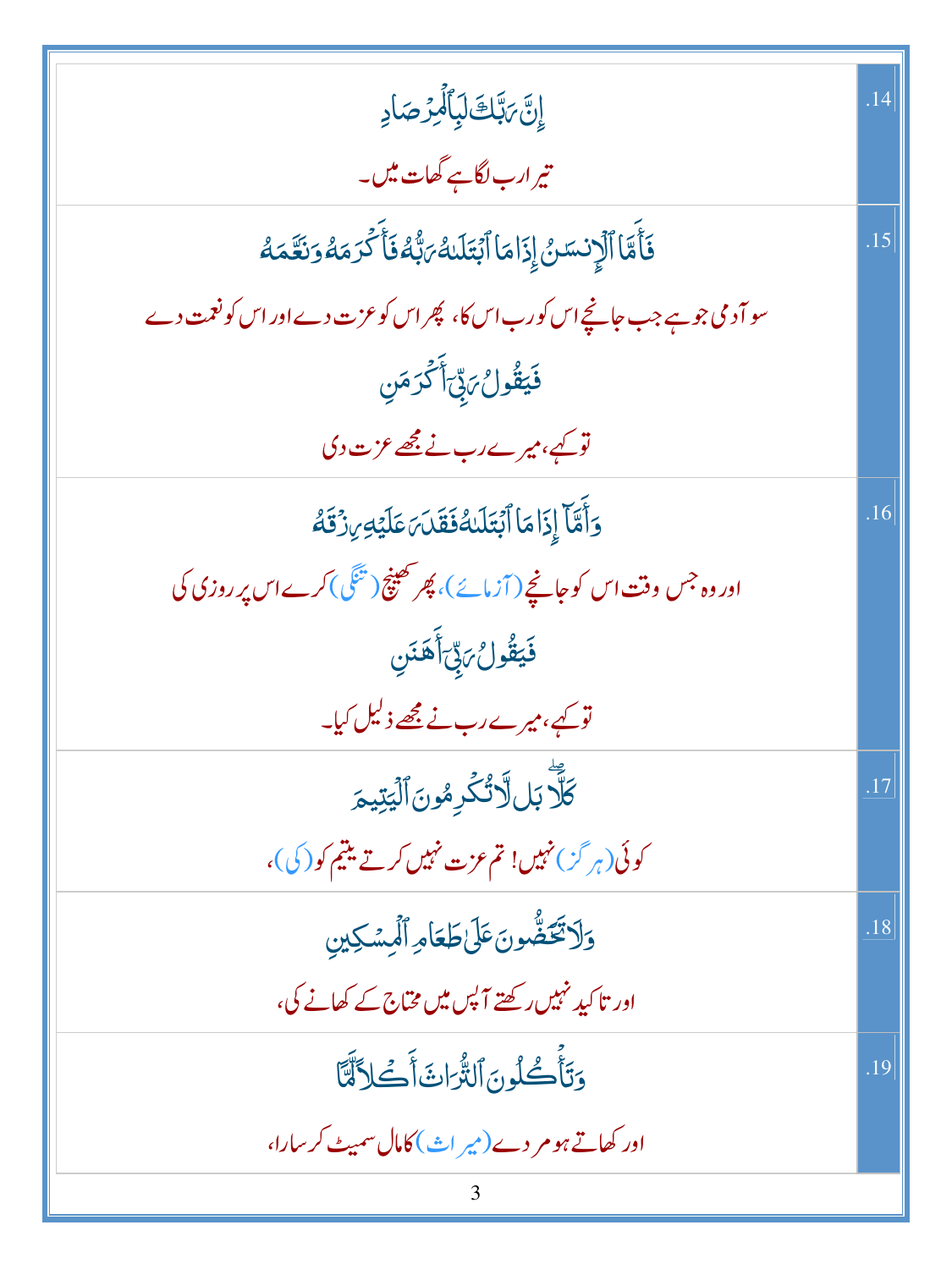| | |
|---|---|
| إِنَّ رَبَّكَ لَبِٱلۡمِرۡصَادِ<br>تیرا رب لگا ہے گھات میں۔ | .14 |
| فَأَمَّا ٱلۡإِنسَٰنُ إِذَا مَا ٱبۡتَلَىٰهُ رَبُّهُۥ فَأَكۡرَمَهُۥ وَنَعَّمَهُۥ<br>سو آدمی جو ہے جب جانچے اس کو رب اس کا، پھر اس کو عزت دے اور اس کو نعمت دے<br>فَيَقُولُ رَبِّيٓ أَكۡرَمَنِ<br>تو کہے، میرے رب نے مجھے عزت دی | .15 |
| وَأَمَّآ إِذَا مَا ٱبۡتَلَىٰهُ فَقَدَرَ عَلَيۡهِ رِزۡقَهُۥ<br>اور وہ جس وقت اس کو جانچے (آزمائے)، پھر کھینچ (تنگی) کرے اس پر روزی کی<br>فَيَقُولُ رَبِّيٓ أَهَٰنَنِ<br>تو کہے، میرے رب نے مجھے ذلیل کیا۔ | .16 |
| كَلَّاۖ بَل لَّا تُكۡرِمُونَ ٱلۡيَتِيمَ<br>کوئی (ہرگز) نہیں! تم عزت نہیں کرتے یتیم کو (کی)، | .17 |
| وَلَا تَحَٰٓضُّونَ عَلَىٰ طَعَامِ ٱلۡمِسۡكِينِ<br>اور تاکید نہیں رکھتے آپس میں محتاج کے کھانے کی، | .18 |
| وَتَأۡكُلُونَ ٱلتُّرَاثَ أَكۡلًا لَّمًّا<br>اور کھاتے ہو مردے (میراث) کا مال سمیٹ کر سارا، | .19 |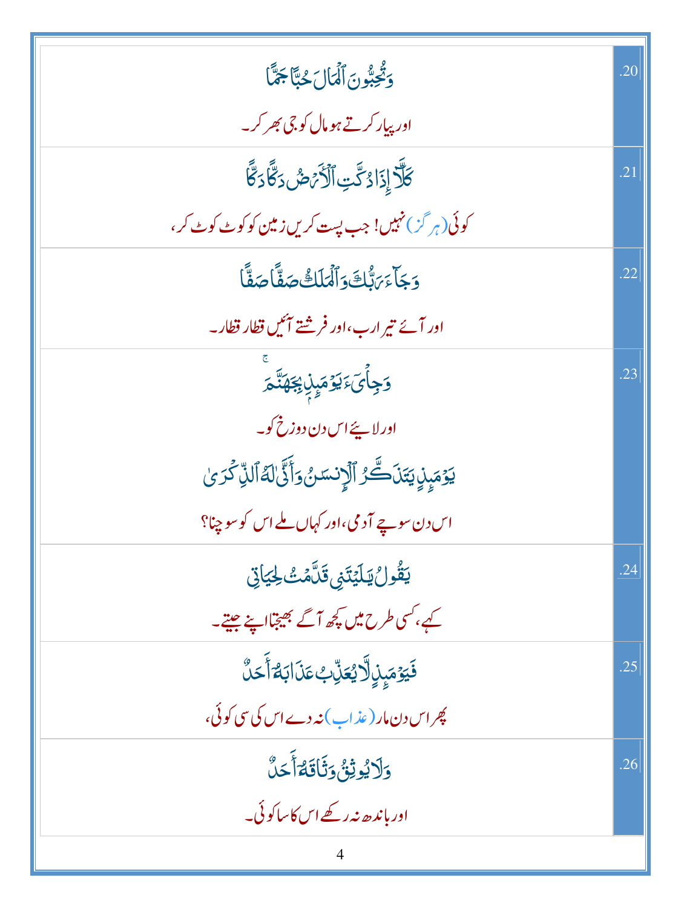| | |
|---|---|
| وَتُحِبُّونَ ٱلْمَالَ حُبًّا جَمًّا<br><br>اور پیار کرتے ہو مال کو جی بھر کر۔ | .20 |
| كَلَّآ إِذَا دُكَّتِ ٱلْأَرْضُ دَكًّا دَكًّا<br><br>کوئی (ہرگز) نہیں! جب پست کریں زمین کو کوٹ کوٹ کر، | .21 |
| وَجَآءَ رَبُّكَ وَٱلْمَلَكُ صَفًّا صَفًّا<br><br>اور آئے تیرا رب، اور فرشتے آئیں قطار قطار۔ | .22 |
| وَجِاْىٓءَ يَوْمَئِذٍۭ بِجَهَنَّمَ ۚ<br><br>اور لائیے اس دن دوزخ کو۔<br><br>يَوْمَئِذٍ يَتَذَكَّرُ ٱلْإِنسَٰنُ وَأَنَّىٰ لَهُ ٱلذِّكْرَىٰ<br><br>اس دن سوچے آدمی، اور کہاں ملے اس کو سوچنا؟ | .23 |
| يَقُولُ يَٰلَيْتَنِى قَدَّمْتُ لِحَيَاتِى<br><br>کہے، کسی طرح میں کچھ آگے بھیجتا اپنے جیتے۔ | .24 |
| فَيَوْمَئِذٍ لَّا يُعَذِّبُ عَذَابَهُۥٓ أَحَدٌ<br><br>پھر اس دن مار (عذاب) نہ دے اس کی سی کوئی، | .25 |
| وَلَا يُوثِقُ وَثَاقَهُۥٓ أَحَدٌ<br><br>اور باندھ نہ رکھے اس کا سا کوئی۔ | .26 |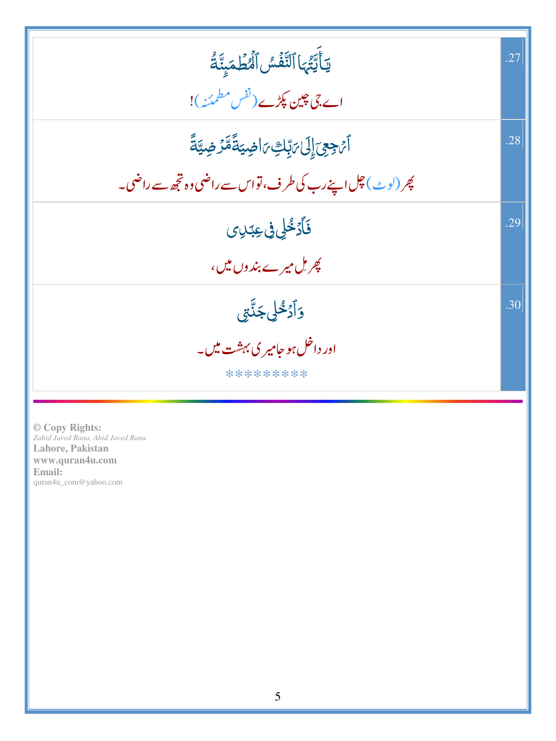| | |
|---|---|
| .27 | يَـٰٓأَيَّتُهَا ٱلنَّفْسُ ٱلْمُطْمَئِنَّةُ<br>اے جی چین پکڑے (نفس مطمئنہ)! |
| .28 | ٱرْجِعِىٓ إِلَىٰ رَبِّكِ رَاضِيَةً مَّرْضِيَّةً<br>پھر (لوٹ) چل اپنے رب کی طرف، تو اس سے راضی وہ تجھ سے راضی۔ |
| .29 | فَٱدْخُلِى فِى عِبَـٰدِى<br>پھر مل میرے بندوں میں، |
| .30 | وَٱدْخُلِى جَنَّتِى<br>اور داخل ہو جا میری بہشت میں۔<br>********* |

© Copy Rights:
*Zahid Javed Rana, Abid Javed Rana*
**Lahore, Pakistan**
**www.quran4u.com**
**Email:**
quran4u_com@yahoo.com